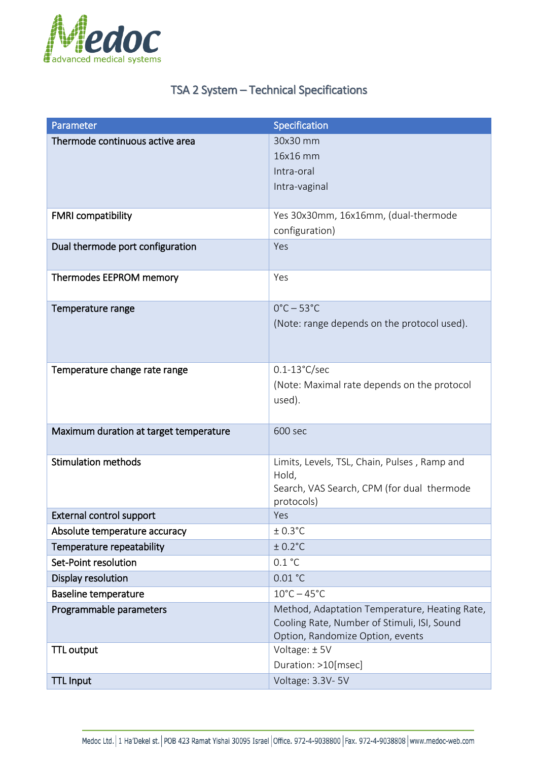# TSA 2 System – Technical Specifications

| Parameter | Specification |
|---|---|
| Thermode continuous active area | 30x30 mm<br>16x16 mm<br>Intra-oral<br>Intra-vaginal |
| FMRI compatibility | Yes 30x30mm, 16x16mm, (dual-thermode configuration) |
| Dual thermode port configuration | Yes |
| Thermodes EEPROM memory | Yes |
| Temperature range | 0°C – 53°C<br>(Note: range depends on the protocol used). |
| Temperature change rate range | 0.1-13°C/sec<br>(Note: Maximal rate depends on the protocol used). |
| Maximum duration at target temperature | 600 sec |
| Stimulation methods | Limits, Levels, TSL, Chain, Pulses , Ramp and Hold,<br>Search, VAS Search, CPM (for dual thermode protocols) |
| External control support | Yes |
| Absolute temperature accuracy | ± 0.3°C |
| Temperature repeatability | ± 0.2°C |
| Set-Point resolution | 0.1 °C |
| Display resolution | 0.01 °C |
| Baseline temperature | 10°C – 45°C |
| Programmable parameters | Method, Adaptation Temperature, Heating Rate, Cooling Rate, Number of Stimuli, ISI, Sound Option, Randomize Option, events |
| TTL output | Voltage: ± 5V<br>Duration: >10[msec] |
| TTL Input | Voltage: 3.3V- 5V |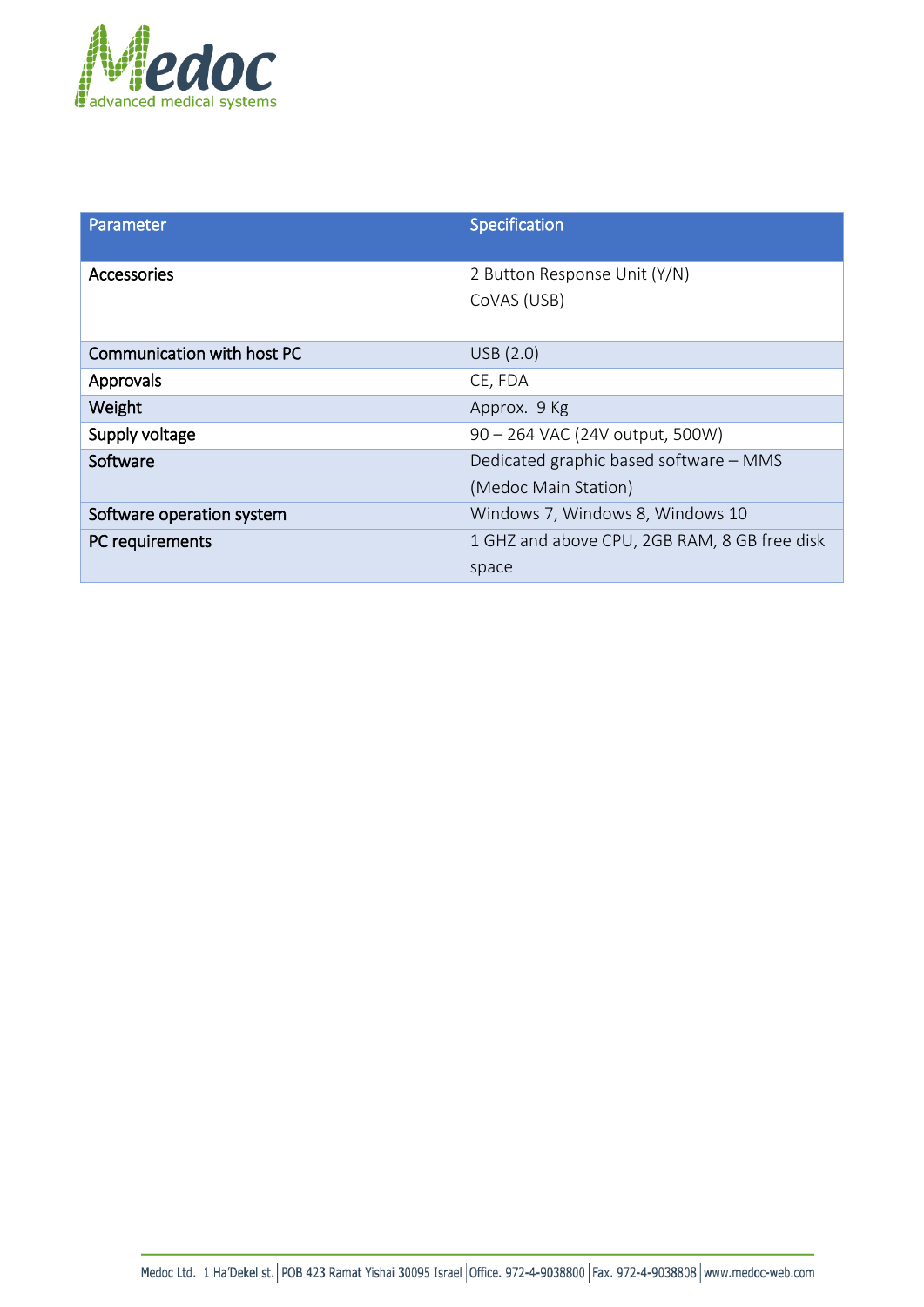| Parameter | Specification |
|---|---|
| Accessories | 2 Button Response Unit (Y/N)<br>CoVAS (USB) |
| Communication with host PC | USB (2.0) |
| Approvals | CE, FDA |
| Weight | Approx. 9 Kg |
| Supply voltage | 90 – 264 VAC (24V output, 500W) |
| Software | Dedicated graphic based software – MMS (Medoc Main Station) |
| Software operation system | Windows 7, Windows 8, Windows 10 |
| PC requirements | 1 GHZ and above CPU, 2GB RAM, 8 GB free disk space |